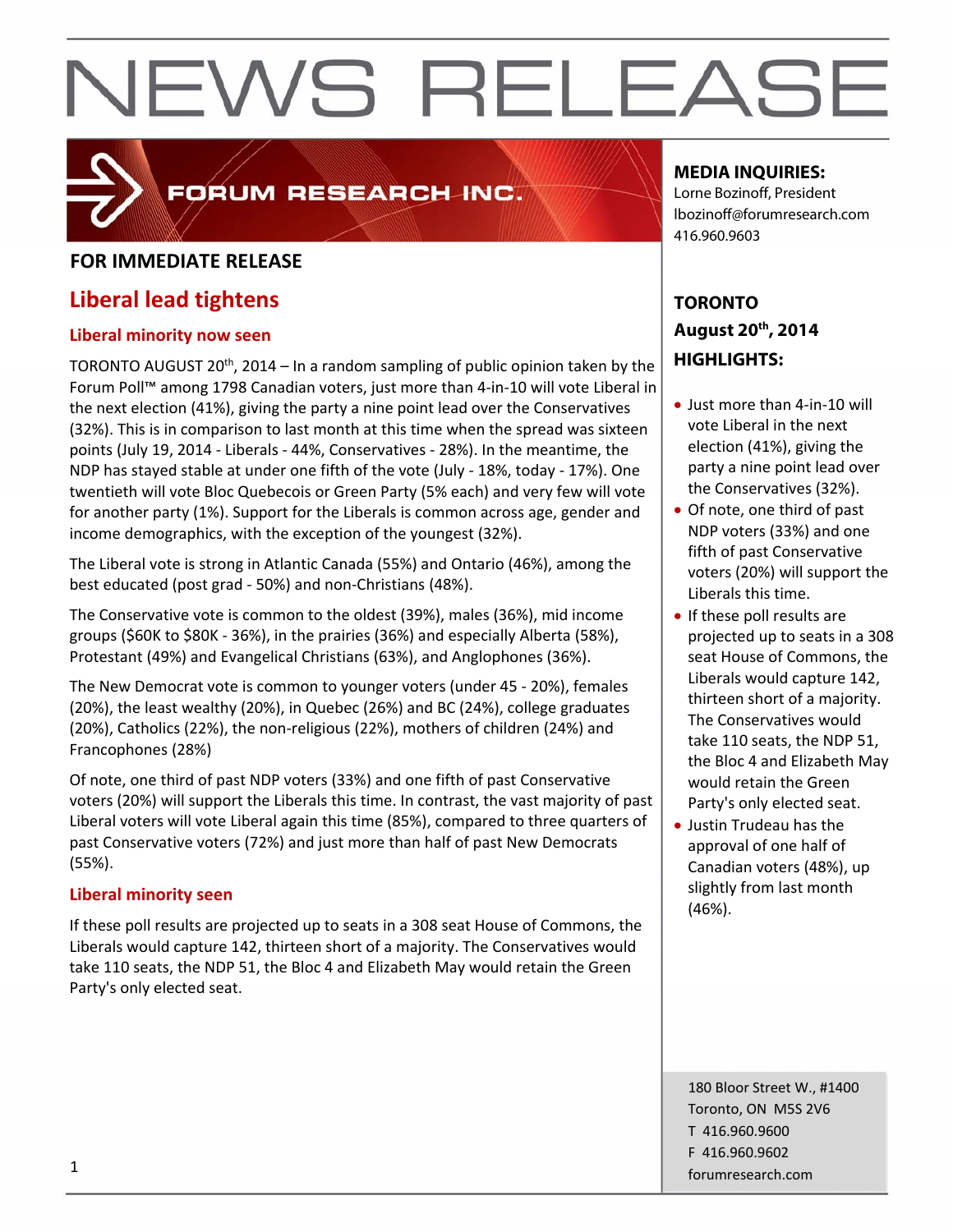# NEWS RELEASE

FORUM RESEARCH INC.

**FOR IMMEDIATE RELEASE**

## Liberal lead tightens

### Liberal minority now seen

TORONTO AUGUST 20th, 2014 – In a random sampling of public opinion taken by the Forum Poll™ among 1798 Canadian voters, just more than 4-in-10 will vote Liberal in the next election (41%), giving the party a nine point lead over the Conservatives (32%). This is in comparison to last month at this time when the spread was sixteen points (July 19, 2014 - Liberals - 44%, Conservatives - 28%). In the meantime, the NDP has stayed stable at under one fifth of the vote (July - 18%, today - 17%). One twentieth will vote Bloc Quebecois or Green Party (5% each) and very few will vote for another party (1%). Support for the Liberals is common across age, gender and income demographics, with the exception of the youngest (32%).

The Liberal vote is strong in Atlantic Canada (55%) and Ontario (46%), among the best educated (post grad - 50%) and non-Christians (48%).

The Conservative vote is common to the oldest (39%), males (36%), mid income groups ($60K to $80K - 36%), in the prairies (36%) and especially Alberta (58%), Protestant (49%) and Evangelical Christians (63%), and Anglophones (36%).

The New Democrat vote is common to younger voters (under 45 - 20%), females (20%), the least wealthy (20%), in Quebec (26%) and BC (24%), college graduates (20%), Catholics (22%), the non-religious (22%), mothers of children (24%) and Francophones (28%)

Of note, one third of past NDP voters (33%) and one fifth of past Conservative voters (20%) will support the Liberals this time. In contrast, the vast majority of past Liberal voters will vote Liberal again this time (85%), compared to three quarters of past Conservative voters (72%) and just more than half of past New Democrats (55%).

### Liberal minority seen

If these poll results are projected up to seats in a 308 seat House of Commons, the Liberals would capture 142, thirteen short of a majority. The Conservatives would take 110 seats, the NDP 51, the Bloc 4 and Elizabeth May would retain the Green Party's only elected seat.

**MEDIA INQUIRIES:**
Lorne Bozinoff, President
lbozinoff@forumresearch.com
416.960.9603

**TORONTO**
**August 20th, 2014**
**HIGHLIGHTS:**

- Just more than 4-in-10 will vote Liberal in the next election (41%), giving the party a nine point lead over the Conservatives (32%).
- Of note, one third of past NDP voters (33%) and one fifth of past Conservative voters (20%) will support the Liberals this time.
- If these poll results are projected up to seats in a 308 seat House of Commons, the Liberals would capture 142, thirteen short of a majority. The Conservatives would take 110 seats, the NDP 51, the Bloc 4 and Elizabeth May would retain the Green Party's only elected seat.
- Justin Trudeau has the approval of one half of Canadian voters (48%), up slightly from last month (46%).

180 Bloor Street W., #1400
Toronto, ON M5S 2V6
T 416.960.9600
F 416.960.9602
forumresearch.com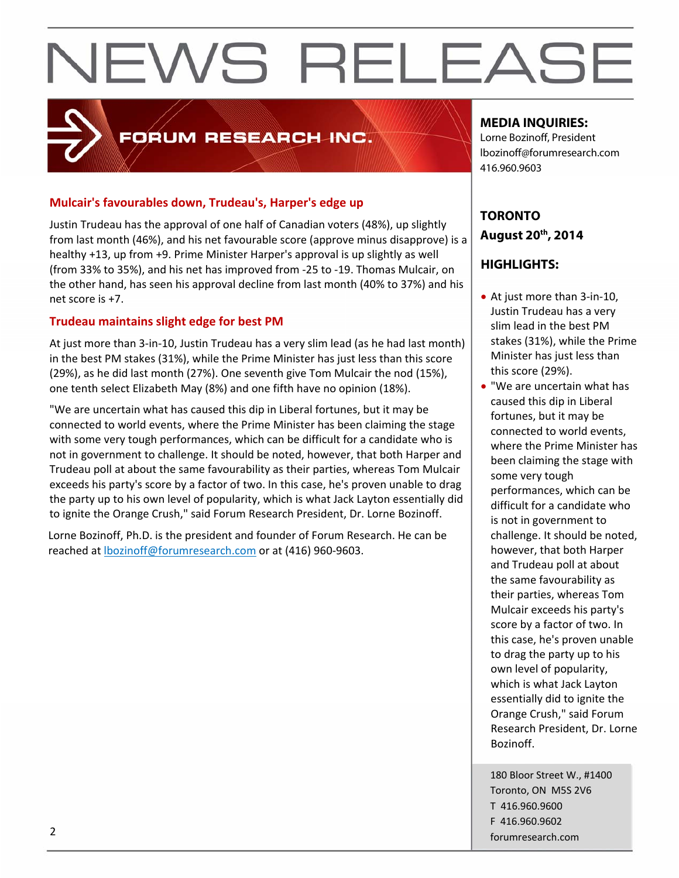# NEWS RELEASE

FORUM RESEARCH INC.

**MEDIA INQUIRIES:**
Lorne Bozinoff, President
lbozinoff@forumresearch.com
416.960.9603

**TORONTO**
**August 20th, 2014**

## Mulcair's favourables down, Trudeau's, Harper's edge up

Justin Trudeau has the approval of one half of Canadian voters (48%), up slightly from last month (46%), and his net favourable score (approve minus disapprove) is a healthy +13, up from +9. Prime Minister Harper's approval is up slightly as well (from 33% to 35%), and his net has improved from -25 to -19. Thomas Mulcair, on the other hand, has seen his approval decline from last month (40% to 37%) and his net score is +7.

## Trudeau maintains slight edge for best PM

At just more than 3-in-10, Justin Trudeau has a very slim lead (as he had last month) in the best PM stakes (31%), while the Prime Minister has just less than this score (29%), as he did last month (27%). One seventh give Tom Mulcair the nod (15%), one tenth select Elizabeth May (8%) and one fifth have no opinion (18%).

"We are uncertain what has caused this dip in Liberal fortunes, but it may be connected to world events, where the Prime Minister has been claiming the stage with some very tough performances, which can be difficult for a candidate who is not in government to challenge. It should be noted, however, that both Harper and Trudeau poll at about the same favourability as their parties, whereas Tom Mulcair exceeds his party's score by a factor of two. In this case, he's proven unable to drag the party up to his own level of popularity, which is what Jack Layton essentially did to ignite the Orange Crush," said Forum Research President, Dr. Lorne Bozinoff.

Lorne Bozinoff, Ph.D. is the president and founder of Forum Research. He can be reached at lbozinoff@forumresearch.com or at (416) 960-9603.

## HIGHLIGHTS:

- At just more than 3-in-10, Justin Trudeau has a very slim lead in the best PM stakes (31%), while the Prime Minister has just less than this score (29%).
- "We are uncertain what has caused this dip in Liberal fortunes, but it may be connected to world events, where the Prime Minister has been claiming the stage with some very tough performances, which can be difficult for a candidate who is not in government to challenge. It should be noted, however, that both Harper and Trudeau poll at about the same favourability as their parties, whereas Tom Mulcair exceeds his party's score by a factor of two. In this case, he's proven unable to drag the party up to his own level of popularity, which is what Jack Layton essentially did to ignite the Orange Crush," said Forum Research President, Dr. Lorne Bozinoff.

180 Bloor Street W., #1400
Toronto, ON M5S 2V6
T 416.960.9600
F 416.960.9602
forumresearch.com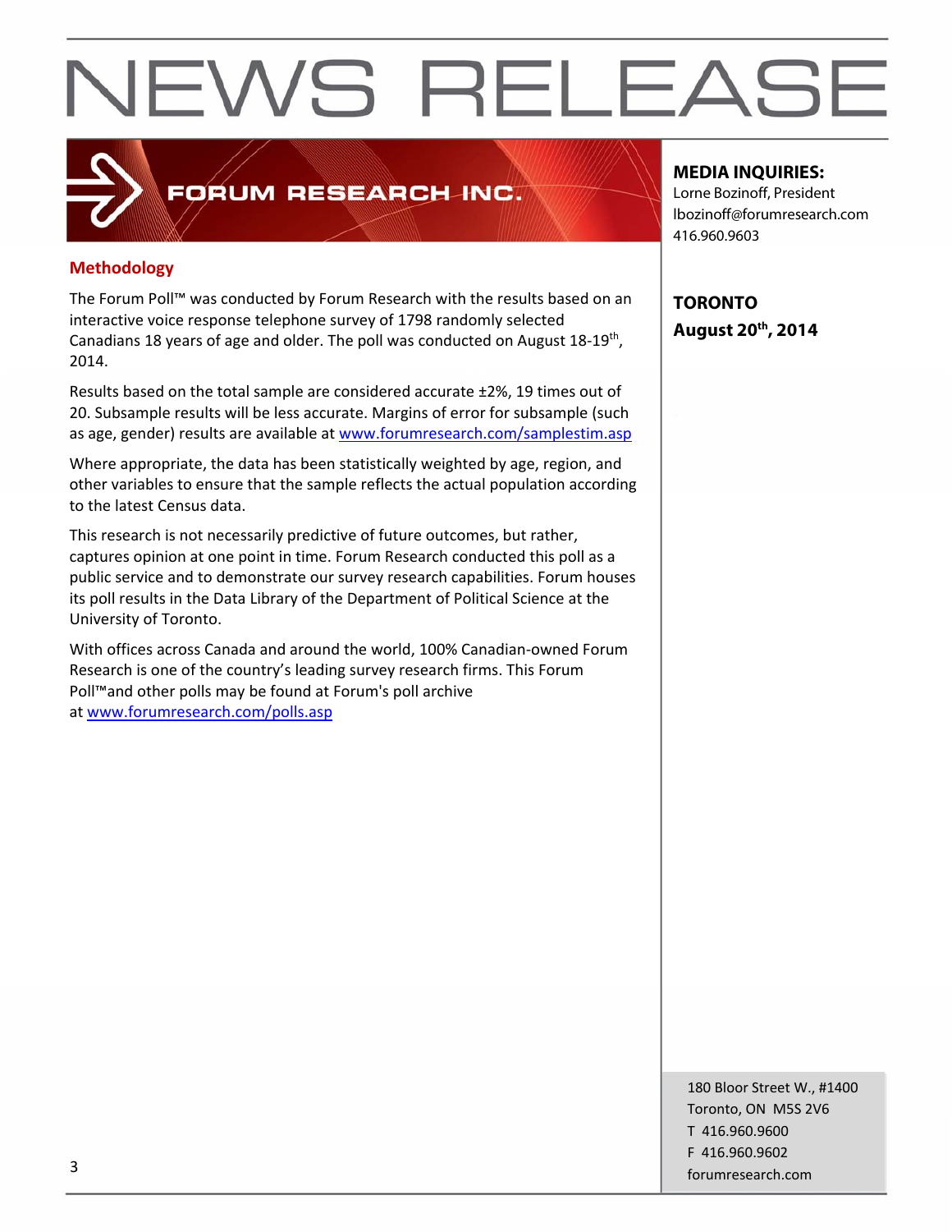# NEWS RELEASE

FORUM RESEARCH INC.

**MEDIA INQUIRIES:**
Lorne Bozinoff, President
lbozinoff@forumresearch.com
416.960.9603

**TORONTO**
**August 20th, 2014**

## Methodology

The Forum Poll™ was conducted by Forum Research with the results based on an interactive voice response telephone survey of 1798 randomly selected Canadians 18 years of age and older. The poll was conducted on August 18-19th, 2014.

Results based on the total sample are considered accurate ±2%, 19 times out of 20. Subsample results will be less accurate. Margins of error for subsample (such as age, gender) results are available at www.forumresearch.com/samplestim.asp

Where appropriate, the data has been statistically weighted by age, region, and other variables to ensure that the sample reflects the actual population according to the latest Census data.

This research is not necessarily predictive of future outcomes, but rather, captures opinion at one point in time. Forum Research conducted this poll as a public service and to demonstrate our survey research capabilities. Forum houses its poll results in the Data Library of the Department of Political Science at the University of Toronto.

With offices across Canada and around the world, 100% Canadian-owned Forum Research is one of the country's leading survey research firms. This Forum Poll™and other polls may be found at Forum's poll archive at www.forumresearch.com/polls.asp

180 Bloor Street W., #1400
Toronto, ON M5S 2V6
T 416.960.9600
F 416.960.9602
forumresearch.com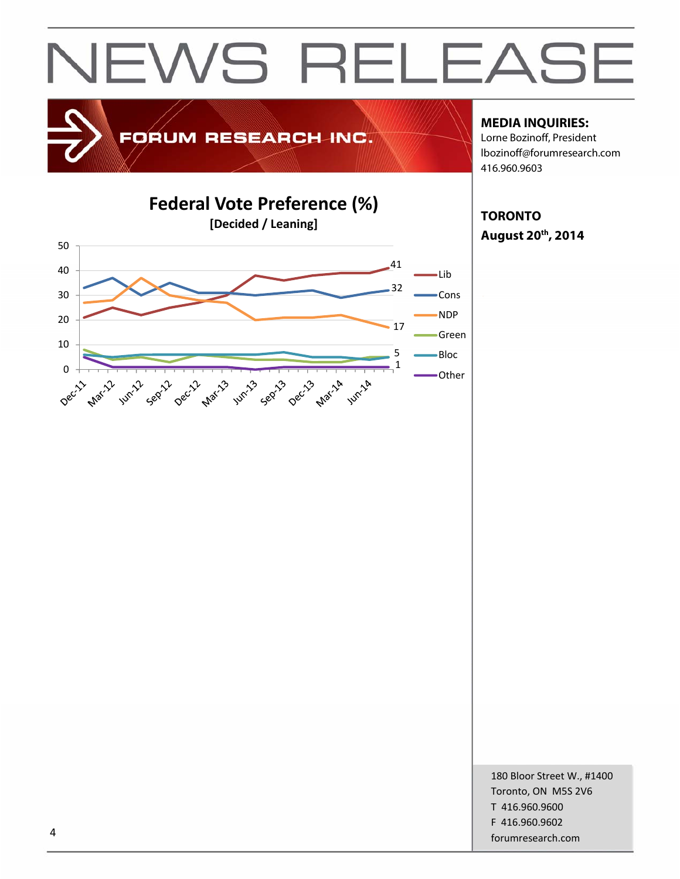# NEWS RELEASE

FORUM RESEARCH INC.

**MEDIA INQUIRIES:**
Lorne Bozinoff, President
lbozinoff@forumresearch.com
416.960.9603

**TORONTO**
**August 20th, 2014**

## Federal Vote Preference (%)

**[Decided / Leaning]**

Chart series: Lib, Cons, NDP, Green, Bloc, Other. X-axis: Dec-11, Mar-12, Jun-12, Sep-12, Dec-12, Mar-13, Jun-13, Sep-13, Dec-13, Mar-14, Jun-14. Y-axis: 0–50. Latest values: Lib 41, Cons 32, NDP 17, Green 5, Bloc 5, Other 1.

180 Bloor Street W., #1400
Toronto, ON M5S 2V6
T 416.960.9600
F 416.960.9602
forumresearch.com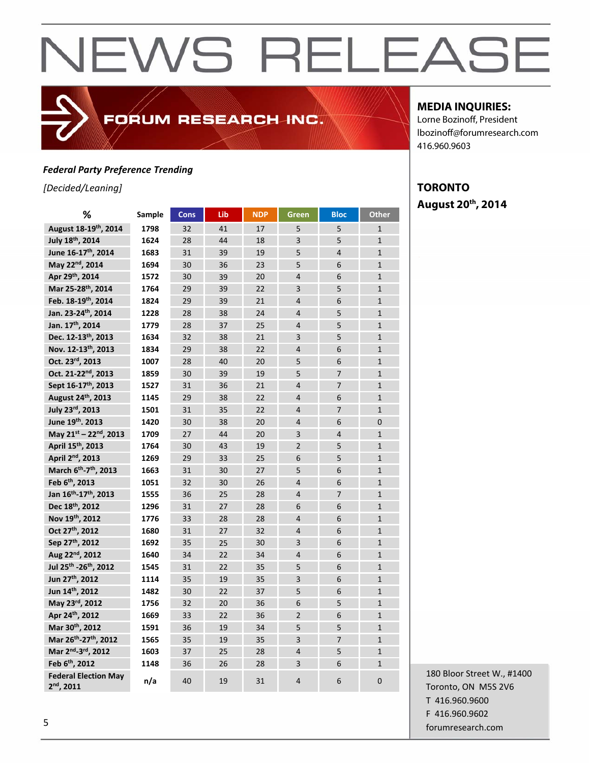# NEWS RELEASE

FORUM RESEARCH INC.

**MEDIA INQUIRIES:**
Lorne Bozinoff, President
lbozinoff@forumresearch.com
416.960.9603

**TORONTO**
**August 20th, 2014**

***Federal Party Preference Trending***

*[Decided/Leaning]*

| % | Sample | Cons | Lib | NDP | Green | Bloc | Other |
|---|---|---|---|---|---|---|---|
| **August 18-19th, 2014** | **1798** | 32 | 41 | 17 | 5 | 5 | 1 |
| **July 18th, 2014** | **1624** | 28 | 44 | 18 | 3 | 5 | 1 |
| **June 16-17th, 2014** | **1683** | 31 | 39 | 19 | 5 | 4 | 1 |
| **May 22nd, 2014** | **1694** | 30 | 36 | 23 | 5 | 6 | 1 |
| **Apr 29th, 2014** | **1572** | 30 | 39 | 20 | 4 | 6 | 1 |
| **Mar 25-28th, 2014** | **1764** | 29 | 39 | 22 | 3 | 5 | 1 |
| **Feb. 18-19th, 2014** | **1824** | 29 | 39 | 21 | 4 | 6 | 1 |
| **Jan. 23-24th, 2014** | **1228** | 28 | 38 | 24 | 4 | 5 | 1 |
| **Jan. 17th, 2014** | **1779** | 28 | 37 | 25 | 4 | 5 | 1 |
| **Dec. 12-13th, 2013** | **1634** | 32 | 38 | 21 | 3 | 5 | 1 |
| **Nov. 12-13th, 2013** | **1834** | 29 | 38 | 22 | 4 | 6 | 1 |
| **Oct. 23rd, 2013** | **1007** | 28 | 40 | 20 | 5 | 6 | 1 |
| **Oct. 21-22nd, 2013** | **1859** | 30 | 39 | 19 | 5 | 7 | 1 |
| **Sept 16-17th, 2013** | **1527** | 31 | 36 | 21 | 4 | 7 | 1 |
| **August 24th, 2013** | **1145** | 29 | 38 | 22 | 4 | 6 | 1 |
| **July 23rd, 2013** | **1501** | 31 | 35 | 22 | 4 | 7 | 1 |
| **June 19th. 2013** | **1420** | 30 | 38 | 20 | 4 | 6 | 0 |
| **May 21st – 22nd, 2013** | **1709** | 27 | 44 | 20 | 3 | 4 | 1 |
| **April 15th, 2013** | **1764** | 30 | 43 | 19 | 2 | 5 | 1 |
| **April 2nd, 2013** | **1269** | 29 | 33 | 25 | 6 | 5 | 1 |
| **March 6th-7th, 2013** | **1663** | 31 | 30 | 27 | 5 | 6 | 1 |
| **Feb 6th, 2013** | **1051** | 32 | 30 | 26 | 4 | 6 | 1 |
| **Jan 16th-17th, 2013** | **1555** | 36 | 25 | 28 | 4 | 7 | 1 |
| **Dec 18th, 2012** | **1296** | 31 | 27 | 28 | 6 | 6 | 1 |
| **Nov 19th, 2012** | **1776** | 33 | 28 | 28 | 4 | 6 | 1 |
| **Oct 27th, 2012** | **1680** | 31 | 27 | 32 | 4 | 6 | 1 |
| **Sep 27th, 2012** | **1692** | 35 | 25 | 30 | 3 | 6 | 1 |
| **Aug 22nd, 2012** | **1640** | 34 | 22 | 34 | 4 | 6 | 1 |
| **Jul 25th -26th, 2012** | **1545** | 31 | 22 | 35 | 5 | 6 | 1 |
| **Jun 27th, 2012** | **1114** | 35 | 19 | 35 | 3 | 6 | 1 |
| **Jun 14th, 2012** | **1482** | 30 | 22 | 37 | 5 | 6 | 1 |
| **May 23rd, 2012** | **1756** | 32 | 20 | 36 | 6 | 5 | 1 |
| **Apr 24th, 2012** | **1669** | 33 | 22 | 36 | 2 | 6 | 1 |
| **Mar 30th, 2012** | **1591** | 36 | 19 | 34 | 5 | 5 | 1 |
| **Mar 26th-27th, 2012** | **1565** | 35 | 19 | 35 | 3 | 7 | 1 |
| **Mar 2nd-3rd, 2012** | **1603** | 37 | 25 | 28 | 4 | 5 | 1 |
| **Feb 6th, 2012** | **1148** | 36 | 26 | 28 | 3 | 6 | 1 |
| **Federal Election May 2nd, 2011** | **n/a** | 40 | 19 | 31 | 4 | 6 | 0 |

180 Bloor Street W., #1400
Toronto, ON M5S 2V6
T 416.960.9600
F 416.960.9602
forumresearch.com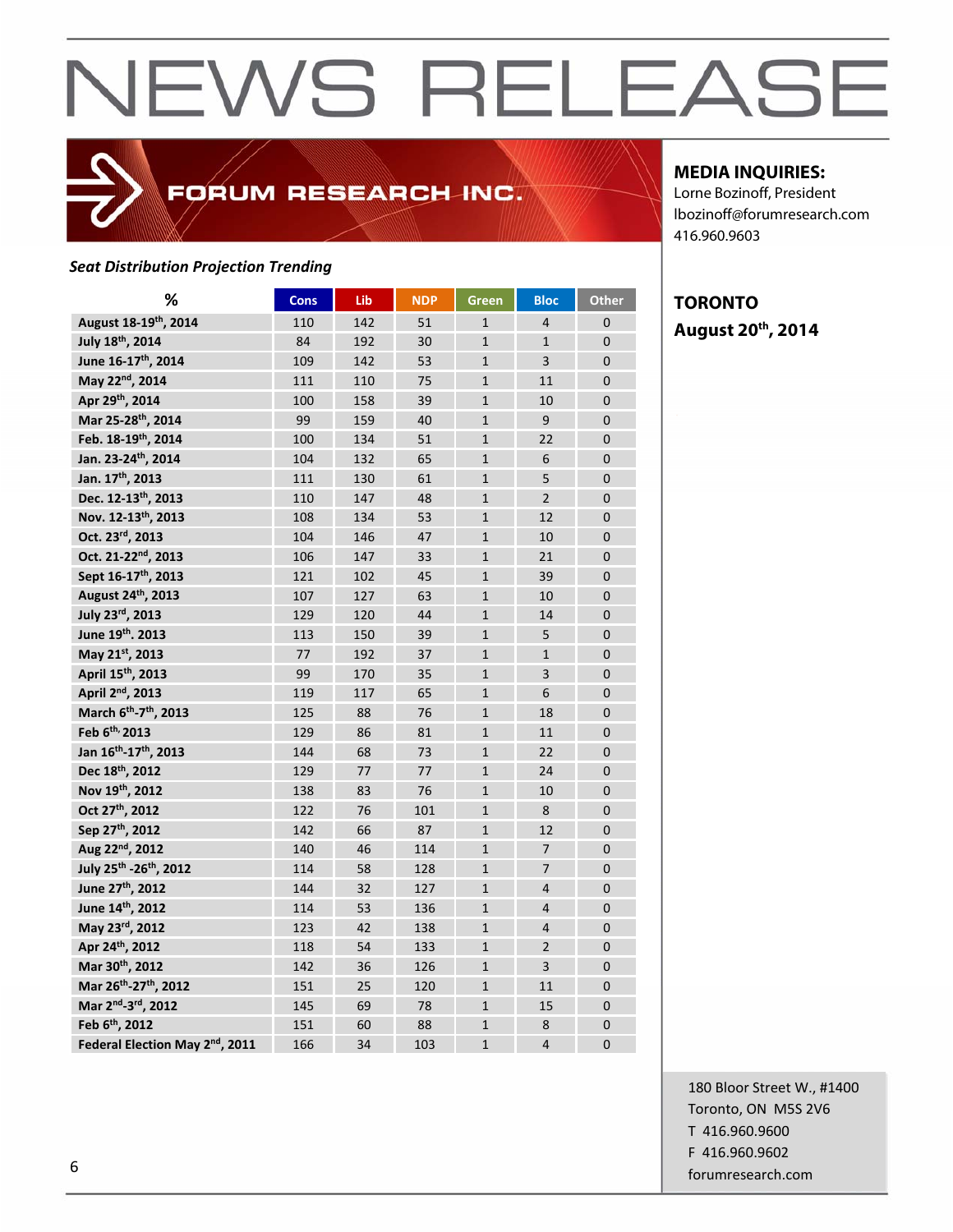# NEWS RELEASE

FORUM RESEARCH INC.

**MEDIA INQUIRIES:**
Lorne Bozinoff, President
lbozinoff@forumresearch.com
416.960.9603

**TORONTO**
**August 20th, 2014**

***Seat Distribution Projection Trending***

| % | Cons | Lib | NDP | Green | Bloc | Other |
|---|---|---|---|---|---|---|
| **August 18-19th, 2014** | 110 | 142 | 51 | 1 | 4 | 0 |
| **July 18th, 2014** | 84 | 192 | 30 | 1 | 1 | 0 |
| **June 16-17th, 2014** | 109 | 142 | 53 | 1 | 3 | 0 |
| **May 22nd, 2014** | 111 | 110 | 75 | 1 | 11 | 0 |
| **Apr 29th, 2014** | 100 | 158 | 39 | 1 | 10 | 0 |
| **Mar 25-28th, 2014** | 99 | 159 | 40 | 1 | 9 | 0 |
| **Feb. 18-19th, 2014** | 100 | 134 | 51 | 1 | 22 | 0 |
| **Jan. 23-24th, 2014** | 104 | 132 | 65 | 1 | 6 | 0 |
| **Jan. 17th, 2013** | 111 | 130 | 61 | 1 | 5 | 0 |
| **Dec. 12-13th, 2013** | 110 | 147 | 48 | 1 | 2 | 0 |
| **Nov. 12-13th, 2013** | 108 | 134 | 53 | 1 | 12 | 0 |
| **Oct. 23rd, 2013** | 104 | 146 | 47 | 1 | 10 | 0 |
| **Oct. 21-22nd, 2013** | 106 | 147 | 33 | 1 | 21 | 0 |
| **Sept 16-17th, 2013** | 121 | 102 | 45 | 1 | 39 | 0 |
| **August 24th, 2013** | 107 | 127 | 63 | 1 | 10 | 0 |
| **July 23rd, 2013** | 129 | 120 | 44 | 1 | 14 | 0 |
| **June 19th. 2013** | 113 | 150 | 39 | 1 | 5 | 0 |
| **May 21st, 2013** | 77 | 192 | 37 | 1 | 1 | 0 |
| **April 15th, 2013** | 99 | 170 | 35 | 1 | 3 | 0 |
| **April 2nd, 2013** | 119 | 117 | 65 | 1 | 6 | 0 |
| **March 6th-7th, 2013** | 125 | 88 | 76 | 1 | 18 | 0 |
| **Feb 6th, 2013** | 129 | 86 | 81 | 1 | 11 | 0 |
| **Jan 16th-17th, 2013** | 144 | 68 | 73 | 1 | 22 | 0 |
| **Dec 18th, 2012** | 129 | 77 | 77 | 1 | 24 | 0 |
| **Nov 19th, 2012** | 138 | 83 | 76 | 1 | 10 | 0 |
| **Oct 27th, 2012** | 122 | 76 | 101 | 1 | 8 | 0 |
| **Sep 27th, 2012** | 142 | 66 | 87 | 1 | 12 | 0 |
| **Aug 22nd, 2012** | 140 | 46 | 114 | 1 | 7 | 0 |
| **July 25th -26th, 2012** | 114 | 58 | 128 | 1 | 7 | 0 |
| **June 27th, 2012** | 144 | 32 | 127 | 1 | 4 | 0 |
| **June 14th, 2012** | 114 | 53 | 136 | 1 | 4 | 0 |
| **May 23rd, 2012** | 123 | 42 | 138 | 1 | 4 | 0 |
| **Apr 24th, 2012** | 118 | 54 | 133 | 1 | 2 | 0 |
| **Mar 30th, 2012** | 142 | 36 | 126 | 1 | 3 | 0 |
| **Mar 26th-27th, 2012** | 151 | 25 | 120 | 1 | 11 | 0 |
| **Mar 2nd-3rd, 2012** | 145 | 69 | 78 | 1 | 15 | 0 |
| **Feb 6th, 2012** | 151 | 60 | 88 | 1 | 8 | 0 |
| **Federal Election May 2nd, 2011** | 166 | 34 | 103 | 1 | 4 | 0 |

180 Bloor Street W., #1400
Toronto, ON M5S 2V6
T 416.960.9600
F 416.960.9602
forumresearch.com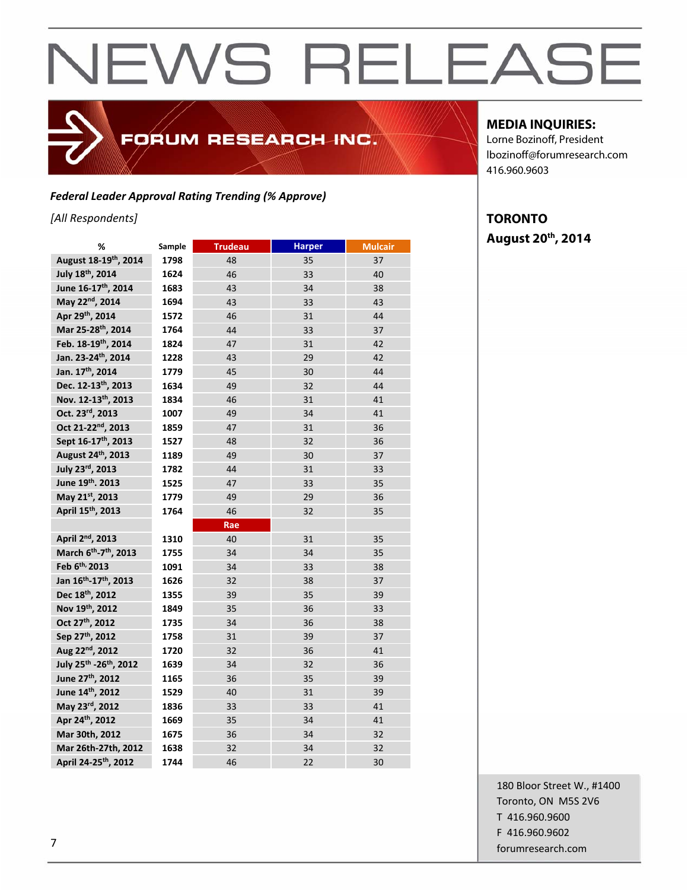# NEWS RELEASE

FORUM RESEARCH INC.

**MEDIA INQUIRIES:**
Lorne Bozinoff, President
lbozinoff@forumresearch.com
416.960.9603

**TORONTO**
**August 20th, 2014**

***Federal Leader Approval Rating Trending (% Approve)***

*[All Respondents]*

| % | Sample | Trudeau | Harper | Mulcair |
|---|---|---|---|---|
| **August 18-19th, 2014** | **1798** | 48 | 35 | 37 |
| **July 18th, 2014** | **1624** | 46 | 33 | 40 |
| **June 16-17th, 2014** | **1683** | 43 | 34 | 38 |
| **May 22nd, 2014** | **1694** | 43 | 33 | 43 |
| **Apr 29th, 2014** | **1572** | 46 | 31 | 44 |
| **Mar 25-28th, 2014** | **1764** | 44 | 33 | 37 |
| **Feb. 18-19th, 2014** | **1824** | 47 | 31 | 42 |
| **Jan. 23-24th, 2014** | **1228** | 43 | 29 | 42 |
| **Jan. 17th, 2014** | **1779** | 45 | 30 | 44 |
| **Dec. 12-13th, 2013** | **1634** | 49 | 32 | 44 |
| **Nov. 12-13th, 2013** | **1834** | 46 | 31 | 41 |
| **Oct. 23rd, 2013** | **1007** | 49 | 34 | 41 |
| **Oct 21-22nd, 2013** | **1859** | 47 | 31 | 36 |
| **Sept 16-17th, 2013** | **1527** | 48 | 32 | 36 |
| **August 24th, 2013** | **1189** | 49 | 30 | 37 |
| **July 23rd, 2013** | **1782** | 44 | 31 | 33 |
| **June 19th. 2013** | **1525** | 47 | 33 | 35 |
| **May 21st, 2013** | **1779** | 49 | 29 | 36 |
| **April 15th, 2013** | **1764** | 46 | 32 | 35 |
| | | **Rae** | | |
| **April 2nd, 2013** | **1310** | 40 | 31 | 35 |
| **March 6th-7th, 2013** | **1755** | 34 | 34 | 35 |
| **Feb 6th, 2013** | **1091** | 34 | 33 | 38 |
| **Jan 16th-17th, 2013** | **1626** | 32 | 38 | 37 |
| **Dec 18th, 2012** | **1355** | 39 | 35 | 39 |
| **Nov 19th, 2012** | **1849** | 35 | 36 | 33 |
| **Oct 27th, 2012** | **1735** | 34 | 36 | 38 |
| **Sep 27th, 2012** | **1758** | 31 | 39 | 37 |
| **Aug 22nd, 2012** | **1720** | 32 | 36 | 41 |
| **July 25th -26th, 2012** | **1639** | 34 | 32 | 36 |
| **June 27th, 2012** | **1165** | 36 | 35 | 39 |
| **June 14th, 2012** | **1529** | 40 | 31 | 39 |
| **May 23rd, 2012** | **1836** | 33 | 33 | 41 |
| **Apr 24th, 2012** | **1669** | 35 | 34 | 41 |
| **Mar 30th, 2012** | **1675** | 36 | 34 | 32 |
| **Mar 26th-27th, 2012** | **1638** | 32 | 34 | 32 |
| **April 24-25th, 2012** | **1744** | 46 | 22 | 30 |

180 Bloor Street W., #1400
Toronto, ON M5S 2V6
T 416.960.9600
F 416.960.9602
forumresearch.com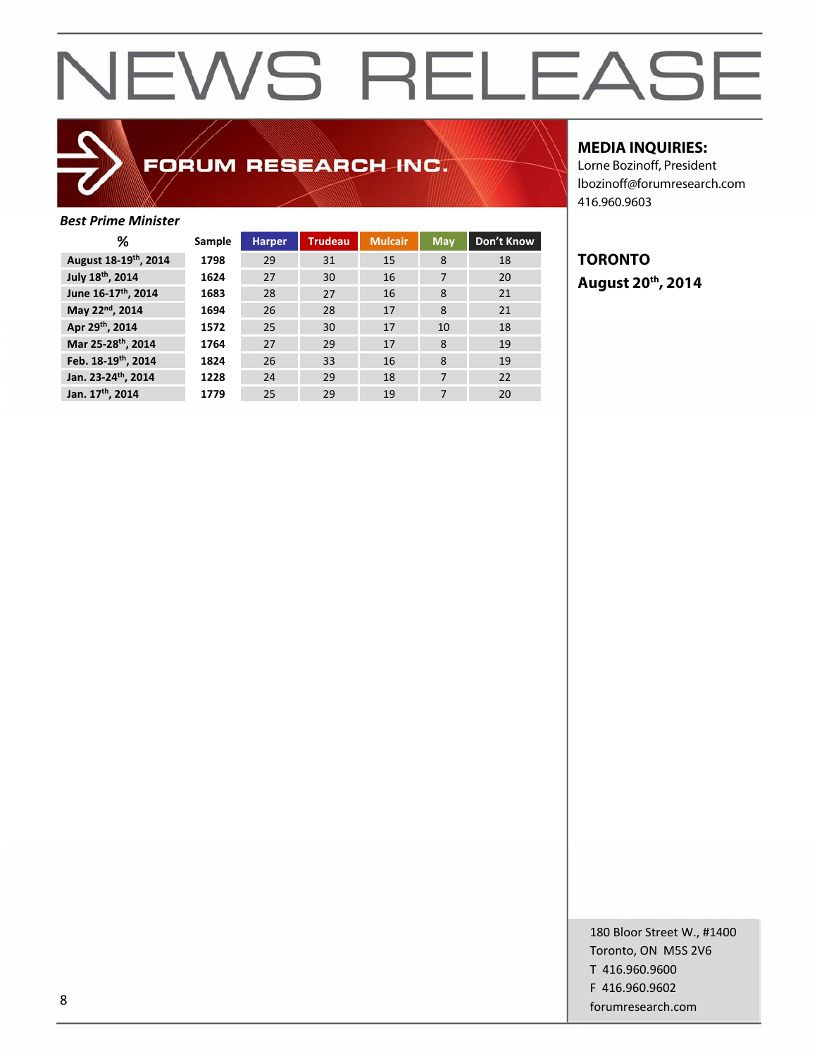# NEWS RELEASE

FORUM RESEARCH INC.

**MEDIA INQUIRIES:**
Lorne Bozinoff, President
lbozinoff@forumresearch.com
416.960.9603

**TORONTO**
**August 20th, 2014**

***Best Prime Minister***

| % | Sample | Harper | Trudeau | Mulcair | May | Don't Know |
|---|---|---|---|---|---|---|
| August 18-19th, 2014 | 1798 | 29 | 31 | 15 | 8 | 18 |
| July 18th, 2014 | 1624 | 27 | 30 | 16 | 7 | 20 |
| June 16-17th, 2014 | 1683 | 28 | 27 | 16 | 8 | 21 |
| May 22nd, 2014 | 1694 | 26 | 28 | 17 | 8 | 21 |
| Apr 29th, 2014 | 1572 | 25 | 30 | 17 | 10 | 18 |
| Mar 25-28th, 2014 | 1764 | 27 | 29 | 17 | 8 | 19 |
| Feb. 18-19th, 2014 | 1824 | 26 | 33 | 16 | 8 | 19 |
| Jan. 23-24th, 2014 | 1228 | 24 | 29 | 18 | 7 | 22 |
| Jan. 17th, 2014 | 1779 | 25 | 29 | 19 | 7 | 20 |

180 Bloor Street W., #1400
Toronto, ON M5S 2V6
T 416.960.9600
F 416.960.9602
forumresearch.com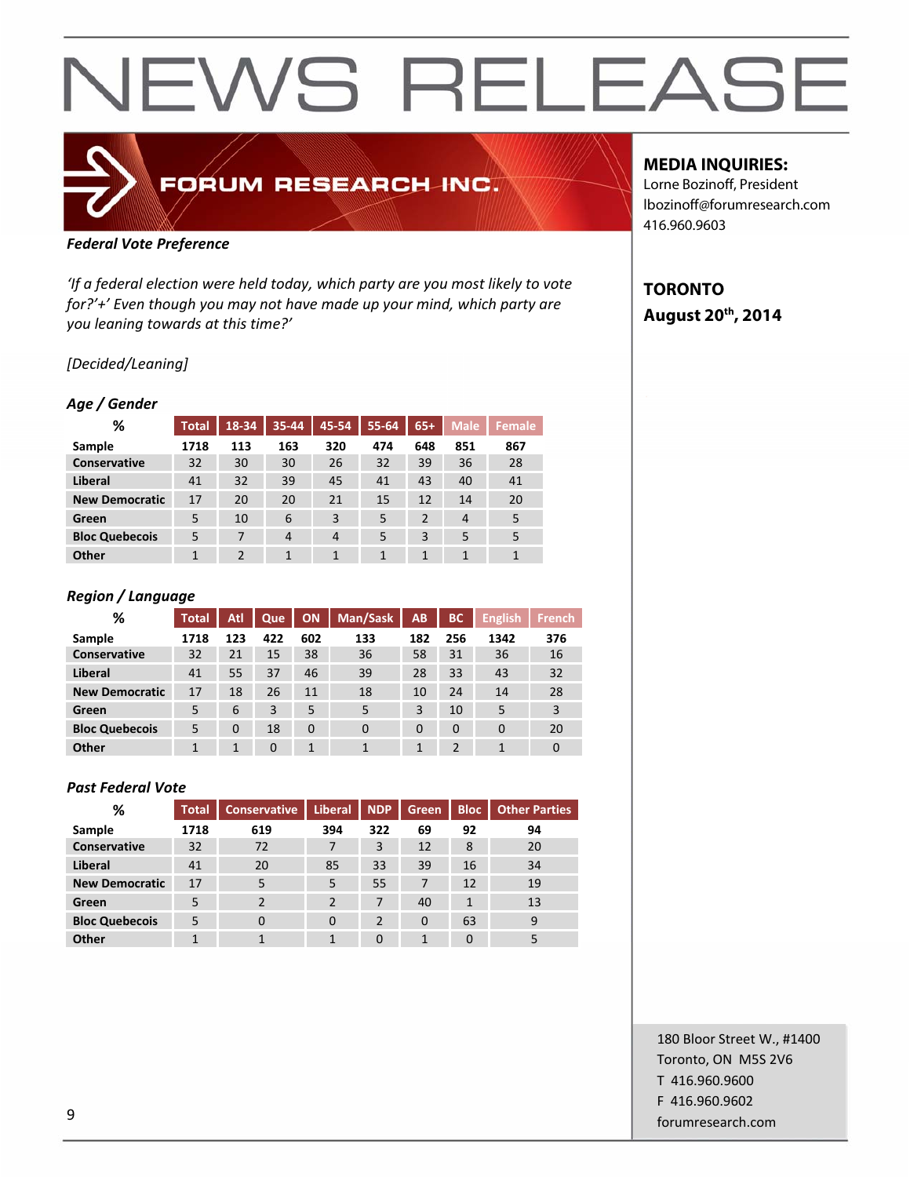# NEWS RELEASE

FORUM RESEARCH INC.

**MEDIA INQUIRIES:**
Lorne Bozinoff, President
lbozinoff@forumresearch.com
416.960.9603

**TORONTO**
**August 20th, 2014**

***Federal Vote Preference***

*'If a federal election were held today, which party are you most likely to vote for?'+' Even though you may not have made up your mind, which party are you leaning towards at this time?'*

*[Decided/Leaning]*

***Age / Gender***

| % | Total | 18-34 | 35-44 | 45-54 | 55-64 | 65+ | Male | Female |
|---|---|---|---|---|---|---|---|---|
| **Sample** | 1718 | 113 | 163 | 320 | 474 | 648 | 851 | 867 |
| **Conservative** | 32 | 30 | 30 | 26 | 32 | 39 | 36 | 28 |
| **Liberal** | 41 | 32 | 39 | 45 | 41 | 43 | 40 | 41 |
| **New Democratic** | 17 | 20 | 20 | 21 | 15 | 12 | 14 | 20 |
| **Green** | 5 | 10 | 6 | 3 | 5 | 2 | 4 | 5 |
| **Bloc Quebecois** | 5 | 7 | 4 | 4 | 5 | 3 | 5 | 5 |
| **Other** | 1 | 2 | 1 | 1 | 1 | 1 | 1 | 1 |

***Region / Language***

| % | Total | Atl | Que | ON | Man/Sask | AB | BC | English | French |
|---|---|---|---|---|---|---|---|---|---|
| **Sample** | 1718 | 123 | 422 | 602 | 133 | 182 | 256 | 1342 | 376 |
| **Conservative** | 32 | 21 | 15 | 38 | 36 | 58 | 31 | 36 | 16 |
| **Liberal** | 41 | 55 | 37 | 46 | 39 | 28 | 33 | 43 | 32 |
| **New Democratic** | 17 | 18 | 26 | 11 | 18 | 10 | 24 | 14 | 28 |
| **Green** | 5 | 6 | 3 | 5 | 5 | 3 | 10 | 5 | 3 |
| **Bloc Quebecois** | 5 | 0 | 18 | 0 | 0 | 0 | 0 | 0 | 20 |
| **Other** | 1 | 1 | 0 | 1 | 1 | 1 | 2 | 1 | 0 |

***Past Federal Vote***

| % | Total | Conservative | Liberal | NDP | Green | Bloc | Other Parties |
|---|---|---|---|---|---|---|---|
| **Sample** | 1718 | 619 | 394 | 322 | 69 | 92 | 94 |
| **Conservative** | 32 | 72 | 7 | 3 | 12 | 8 | 20 |
| **Liberal** | 41 | 20 | 85 | 33 | 39 | 16 | 34 |
| **New Democratic** | 17 | 5 | 5 | 55 | 7 | 12 | 19 |
| **Green** | 5 | 2 | 2 | 7 | 40 | 1 | 13 |
| **Bloc Quebecois** | 5 | 0 | 0 | 2 | 0 | 63 | 9 |
| **Other** | 1 | 1 | 1 | 0 | 1 | 0 | 5 |

180 Bloor Street W., #1400
Toronto, ON M5S 2V6
T 416.960.9600
F 416.960.9602
forumresearch.com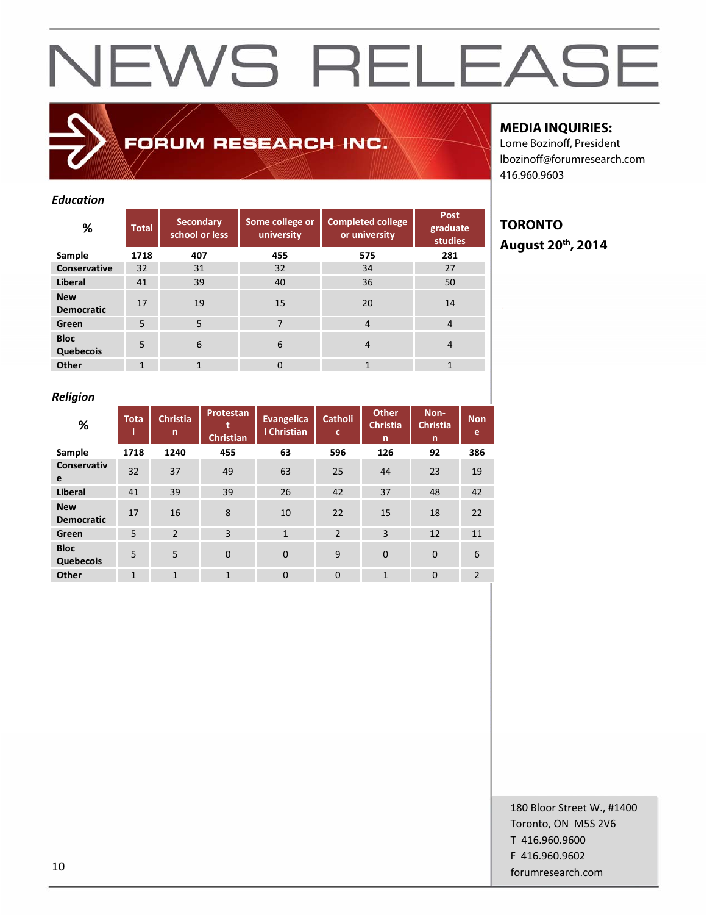# NEWS RELEASE

FORUM RESEARCH INC.

**MEDIA INQUIRIES:**
Lorne Bozinoff, President
lbozinoff@forumresearch.com
416.960.9603

**TORONTO**
**August 20th, 2014**

***Education***

| % | Total | Secondary school or less | Some college or university | Completed college or university | Post graduate studies |
|---|---|---|---|---|---|
| **Sample** | **1718** | **407** | **455** | **575** | **281** |
| **Conservative** | 32 | 31 | 32 | 34 | 27 |
| **Liberal** | 41 | 39 | 40 | 36 | 50 |
| **New Democratic** | 17 | 19 | 15 | 20 | 14 |
| **Green** | 5 | 5 | 7 | 4 | 4 |
| **Bloc Quebecois** | 5 | 6 | 6 | 4 | 4 |
| **Other** | 1 | 1 | 0 | 1 | 1 |

***Religion***

| % | Total | Christian | Protestant Christian | Evangelical Christian | Catholic | Other Christian | Non-Christian | None |
|---|---|---|---|---|---|---|---|---|
| **Sample** | **1718** | **1240** | **455** | **63** | **596** | **126** | **92** | **386** |
| **Conservative** | 32 | 37 | 49 | 63 | 25 | 44 | 23 | 19 |
| **Liberal** | 41 | 39 | 39 | 26 | 42 | 37 | 48 | 42 |
| **New Democratic** | 17 | 16 | 8 | 10 | 22 | 15 | 18 | 22 |
| **Green** | 5 | 2 | 3 | 1 | 2 | 3 | 12 | 11 |
| **Bloc Quebecois** | 5 | 5 | 0 | 0 | 9 | 0 | 0 | 6 |
| **Other** | 1 | 1 | 1 | 0 | 0 | 1 | 0 | 2 |

180 Bloor Street W., #1400
Toronto, ON M5S 2V6
T 416.960.9600
F 416.960.9602
forumresearch.com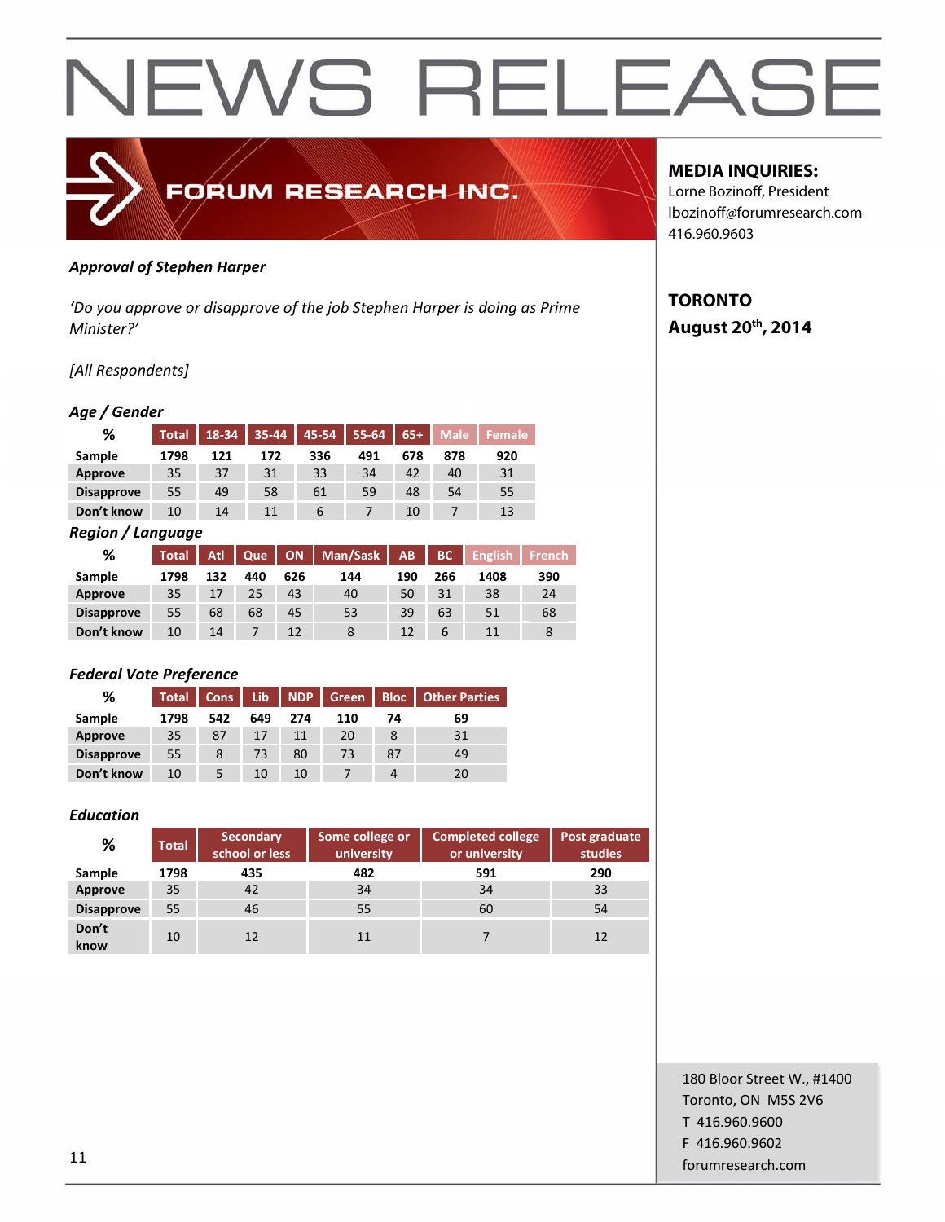# NEWS RELEASE

FORUM RESEARCH INC.

**MEDIA INQUIRIES:**
Lorne Bozinoff, President
lbozinoff@forumresearch.com
416.960.9603

**TORONTO**
**August 20th, 2014**

***Approval of Stephen Harper***

*'Do you approve or disapprove of the job Stephen Harper is doing as Prime Minister?'*

*[All Respondents]*

### *Age / Gender*

| % | Total | 18-34 | 35-44 | 45-54 | 55-64 | 65+ | Male | Female |
|---|---|---|---|---|---|---|---|---|
| Sample | 1798 | 121 | 172 | 336 | 491 | 678 | 878 | 920 |
| Approve | 35 | 37 | 31 | 33 | 34 | 42 | 40 | 31 |
| Disapprove | 55 | 49 | 58 | 61 | 59 | 48 | 54 | 55 |
| Don't know | 10 | 14 | 11 | 6 | 7 | 10 | 7 | 13 |

### *Region / Language*

| % | Total | Atl | Que | ON | Man/Sask | AB | BC | English | French |
|---|---|---|---|---|---|---|---|---|---|
| Sample | 1798 | 132 | 440 | 626 | 144 | 190 | 266 | 1408 | 390 |
| Approve | 35 | 17 | 25 | 43 | 40 | 50 | 31 | 38 | 24 |
| Disapprove | 55 | 68 | 68 | 45 | 53 | 39 | 63 | 51 | 68 |
| Don't know | 10 | 14 | 7 | 12 | 8 | 12 | 6 | 11 | 8 |

### *Federal Vote Preference*

| % | Total | Cons | Lib | NDP | Green | Bloc | Other Parties |
|---|---|---|---|---|---|---|---|
| Sample | 1798 | 542 | 649 | 274 | 110 | 74 | 69 |
| Approve | 35 | 87 | 17 | 11 | 20 | 8 | 31 |
| Disapprove | 55 | 8 | 73 | 80 | 73 | 87 | 49 |
| Don't know | 10 | 5 | 10 | 10 | 7 | 4 | 20 |

### *Education*

| % | Total | Secondary school or less | Some college or university | Completed college or university | Post graduate studies |
|---|---|---|---|---|---|
| Sample | 1798 | 435 | 482 | 591 | 290 |
| Approve | 35 | 42 | 34 | 34 | 33 |
| Disapprove | 55 | 46 | 55 | 60 | 54 |
| Don't know | 10 | 12 | 11 | 7 | 12 |

180 Bloor Street W., #1400
Toronto, ON M5S 2V6
T 416.960.9600
F 416.960.9602
forumresearch.com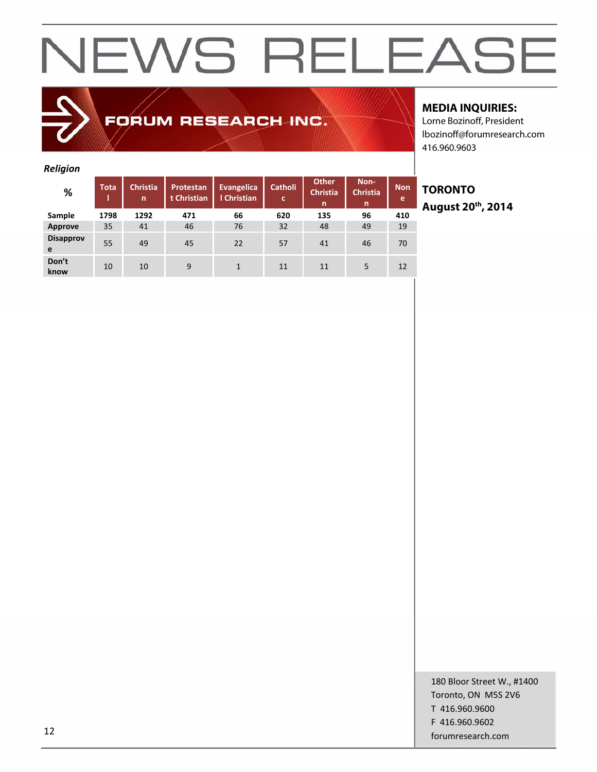# NEWS RELEASE

**FORUM RESEARCH INC.**

**MEDIA INQUIRIES:**
Lorne Bozinoff, President
lbozinoff@forumresearch.com
416.960.9603

**TORONTO**
**August 20th, 2014**

*Religion*

| % | Total | Christian | Protestant Christian | Evangelical Christian | Catholic | Other Christian | Non-Christian | None |
|---|---|---|---|---|---|---|---|---|
| **Sample** | **1798** | **1292** | **471** | **66** | **620** | **135** | **96** | **410** |
| **Approve** | 35 | 41 | 46 | 76 | 32 | 48 | 49 | 19 |
| **Disapprove** | 55 | 49 | 45 | 22 | 57 | 41 | 46 | 70 |
| **Don't know** | 10 | 10 | 9 | 1 | 11 | 11 | 5 | 12 |

180 Bloor Street W., #1400
Toronto, ON M5S 2V6
T 416.960.9600
F 416.960.9602
forumresearch.com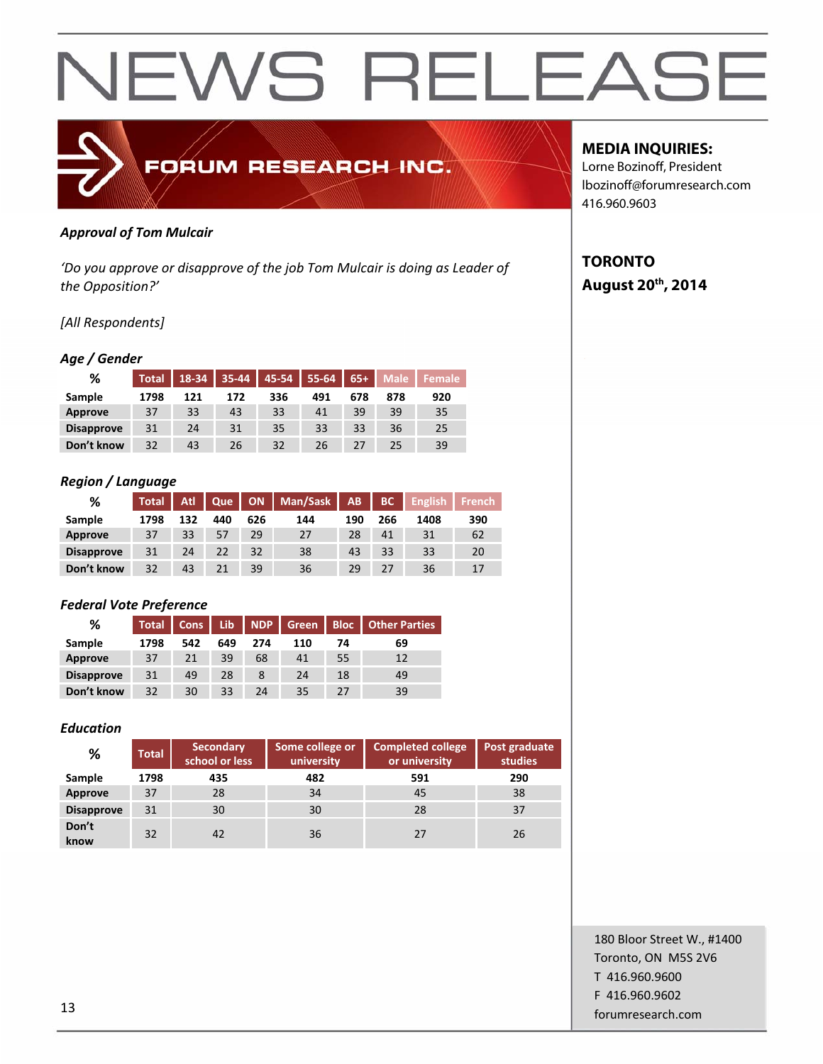# NEWS RELEASE

FORUM RESEARCH INC.

**MEDIA INQUIRIES:**
Lorne Bozinoff, President
lbozinoff@forumresearch.com
416.960.9603

**TORONTO**
**August 20th, 2014**

***Approval of Tom Mulcair***

*'Do you approve or disapprove of the job Tom Mulcair is doing as Leader of the Opposition?'*

*[All Respondents]*

***Age / Gender***

| % | Total | 18-34 | 35-44 | 45-54 | 55-64 | 65+ | Male | Female |
|---|---|---|---|---|---|---|---|---|
| **Sample** | **1798** | **121** | **172** | **336** | **491** | **678** | **878** | **920** |
| **Approve** | 37 | 33 | 43 | 33 | 41 | 39 | 39 | 35 |
| **Disapprove** | 31 | 24 | 31 | 35 | 33 | 33 | 36 | 25 |
| **Don't know** | 32 | 43 | 26 | 32 | 26 | 27 | 25 | 39 |

***Region / Language***

| % | Total | Atl | Que | ON | Man/Sask | AB | BC | English | French |
|---|---|---|---|---|---|---|---|---|---|
| **Sample** | **1798** | **132** | **440** | **626** | **144** | **190** | **266** | **1408** | **390** |
| **Approve** | 37 | 33 | 57 | 29 | 27 | 28 | 41 | 31 | 62 |
| **Disapprove** | 31 | 24 | 22 | 32 | 38 | 43 | 33 | 33 | 20 |
| **Don't know** | 32 | 43 | 21 | 39 | 36 | 29 | 27 | 36 | 17 |

***Federal Vote Preference***

| % | Total | Cons | Lib | NDP | Green | Bloc | Other Parties |
|---|---|---|---|---|---|---|---|
| **Sample** | **1798** | **542** | **649** | **274** | **110** | **74** | **69** |
| **Approve** | 37 | 21 | 39 | 68 | 41 | 55 | 12 |
| **Disapprove** | 31 | 49 | 28 | 8 | 24 | 18 | 49 |
| **Don't know** | 32 | 30 | 33 | 24 | 35 | 27 | 39 |

***Education***

| % | Total | Secondary school or less | Some college or university | Completed college or university | Post graduate studies |
|---|---|---|---|---|---|
| **Sample** | **1798** | **435** | **482** | **591** | **290** |
| **Approve** | 37 | 28 | 34 | 45 | 38 |
| **Disapprove** | 31 | 30 | 30 | 28 | 37 |
| **Don't know** | 32 | 42 | 36 | 27 | 26 |

180 Bloor Street W., #1400
Toronto, ON M5S 2V6
T 416.960.9600
F 416.960.9602
forumresearch.com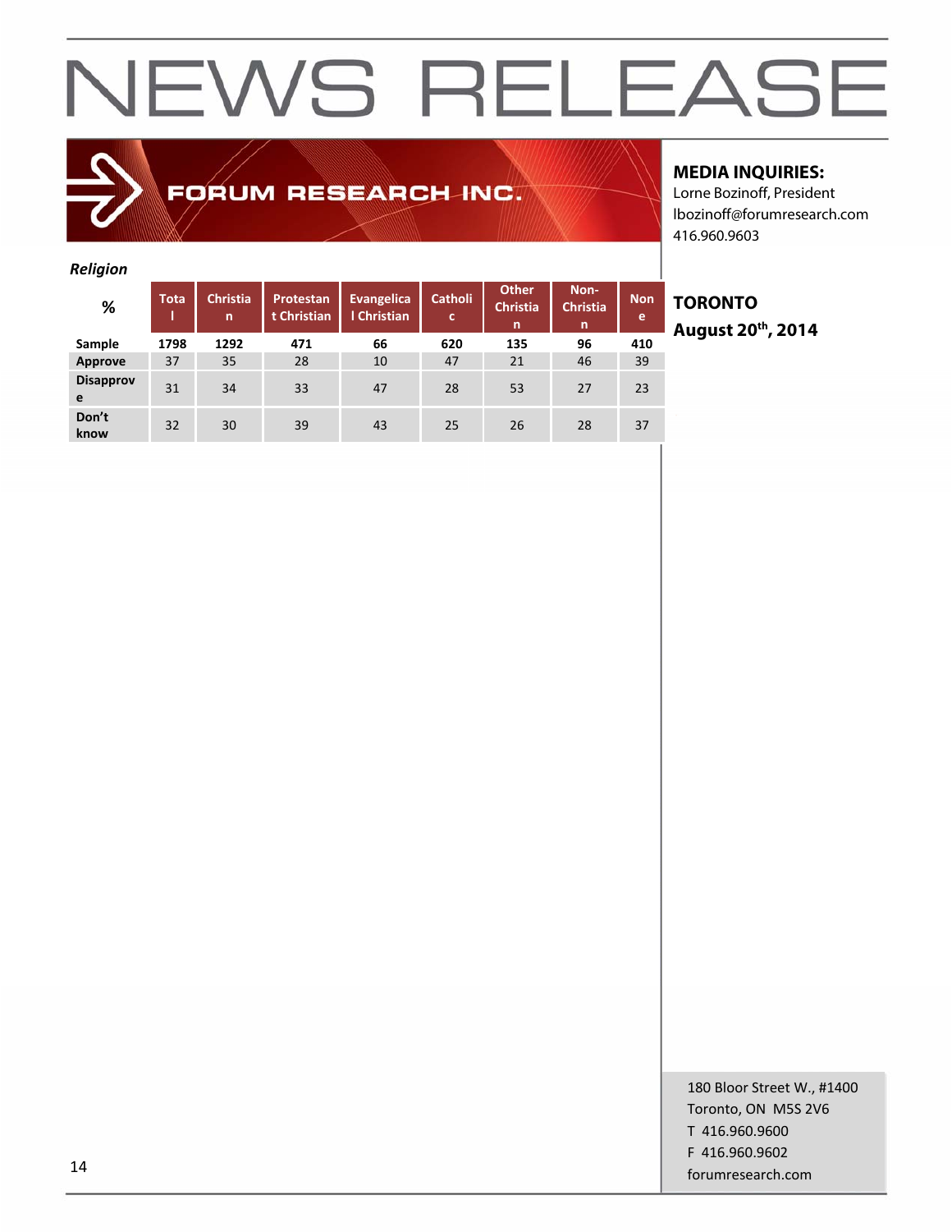# NEWS RELEASE

FORUM RESEARCH INC.

**MEDIA INQUIRIES:**
Lorne Bozinoff, President
lbozinoff@forumresearch.com
416.960.9603

**TORONTO**
**August 20th, 2014**

*Religion*

| % | Total | Christian | Protestant Christian | Evangelical Christian | Catholic | Other Christian | Non-Christian | None |
|---|---|---|---|---|---|---|---|---|
| **Sample** | **1798** | **1292** | **471** | **66** | **620** | **135** | **96** | **410** |
| **Approve** | 37 | 35 | 28 | 10 | 47 | 21 | 46 | 39 |
| **Disapprove** | 31 | 34 | 33 | 47 | 28 | 53 | 27 | 23 |
| **Don't know** | 32 | 30 | 39 | 43 | 25 | 26 | 28 | 37 |

180 Bloor Street W., #1400
Toronto, ON M5S 2V6
T 416.960.9600
F 416.960.9602
forumresearch.com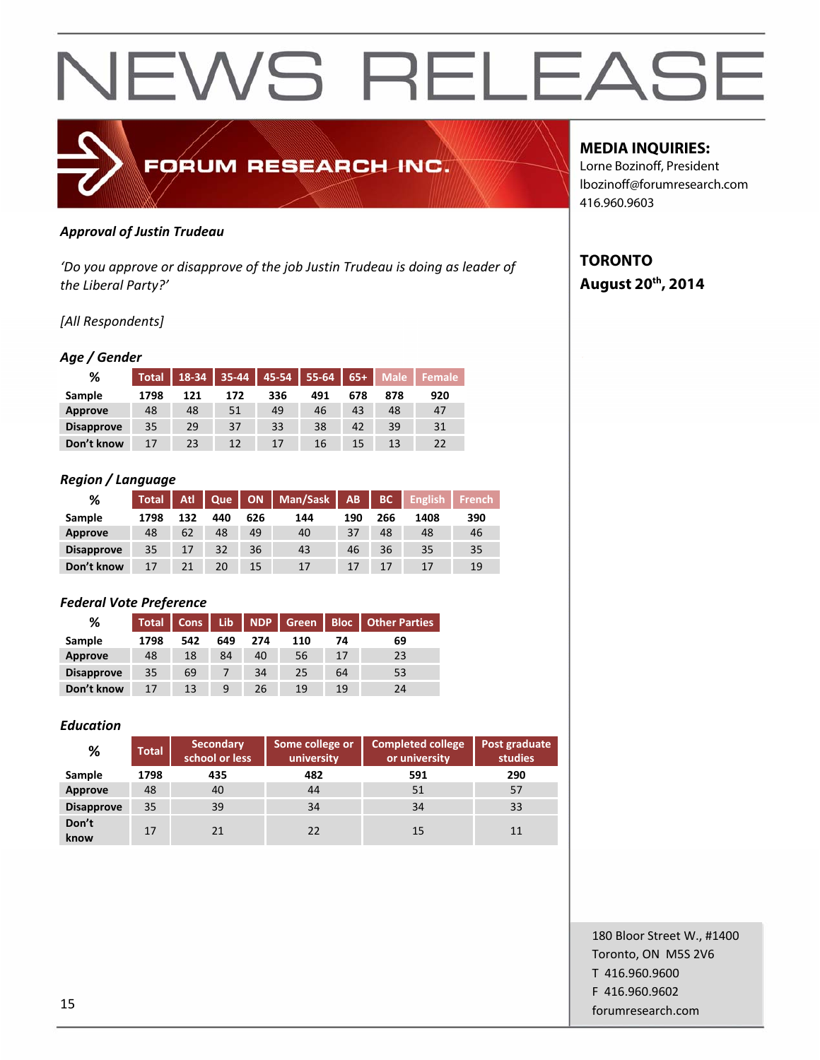NEWS RELEASE

FORUM RESEARCH INC.

**MEDIA INQUIRIES:**
Lorne Bozinoff, President
lbozinoff@forumresearch.com
416.960.9603

**TORONTO**
**August 20th, 2014**

***Approval of Justin Trudeau***

*'Do you approve or disapprove of the job Justin Trudeau is doing as leader of the Liberal Party?'*

*[All Respondents]*

***Age / Gender***

| % | Total | 18-34 | 35-44 | 45-54 | 55-64 | 65+ | Male | Female |
|---|---|---|---|---|---|---|---|---|
| Sample | 1798 | 121 | 172 | 336 | 491 | 678 | 878 | 920 |
| Approve | 48 | 48 | 51 | 49 | 46 | 43 | 48 | 47 |
| Disapprove | 35 | 29 | 37 | 33 | 38 | 42 | 39 | 31 |
| Don't know | 17 | 23 | 12 | 17 | 16 | 15 | 13 | 22 |

***Region / Language***

| % | Total | Atl | Que | ON | Man/Sask | AB | BC | English | French |
|---|---|---|---|---|---|---|---|---|---|
| Sample | 1798 | 132 | 440 | 626 | 144 | 190 | 266 | 1408 | 390 |
| Approve | 48 | 62 | 48 | 49 | 40 | 37 | 48 | 48 | 46 |
| Disapprove | 35 | 17 | 32 | 36 | 43 | 46 | 36 | 35 | 35 |
| Don't know | 17 | 21 | 20 | 15 | 17 | 17 | 17 | 17 | 19 |

***Federal Vote Preference***

| % | Total | Cons | Lib | NDP | Green | Bloc | Other Parties |
|---|---|---|---|---|---|---|---|
| Sample | 1798 | 542 | 649 | 274 | 110 | 74 | 69 |
| Approve | 48 | 18 | 84 | 40 | 56 | 17 | 23 |
| Disapprove | 35 | 69 | 7 | 34 | 25 | 64 | 53 |
| Don't know | 17 | 13 | 9 | 26 | 19 | 19 | 24 |

***Education***

| % | Total | Secondary school or less | Some college or university | Completed college or university | Post graduate studies |
|---|---|---|---|---|---|
| Sample | 1798 | 435 | 482 | 591 | 290 |
| Approve | 48 | 40 | 44 | 51 | 57 |
| Disapprove | 35 | 39 | 34 | 34 | 33 |
| Don't know | 17 | 21 | 22 | 15 | 11 |

180 Bloor Street W., #1400
Toronto, ON M5S 2V6
T 416.960.9600
F 416.960.9602
forumresearch.com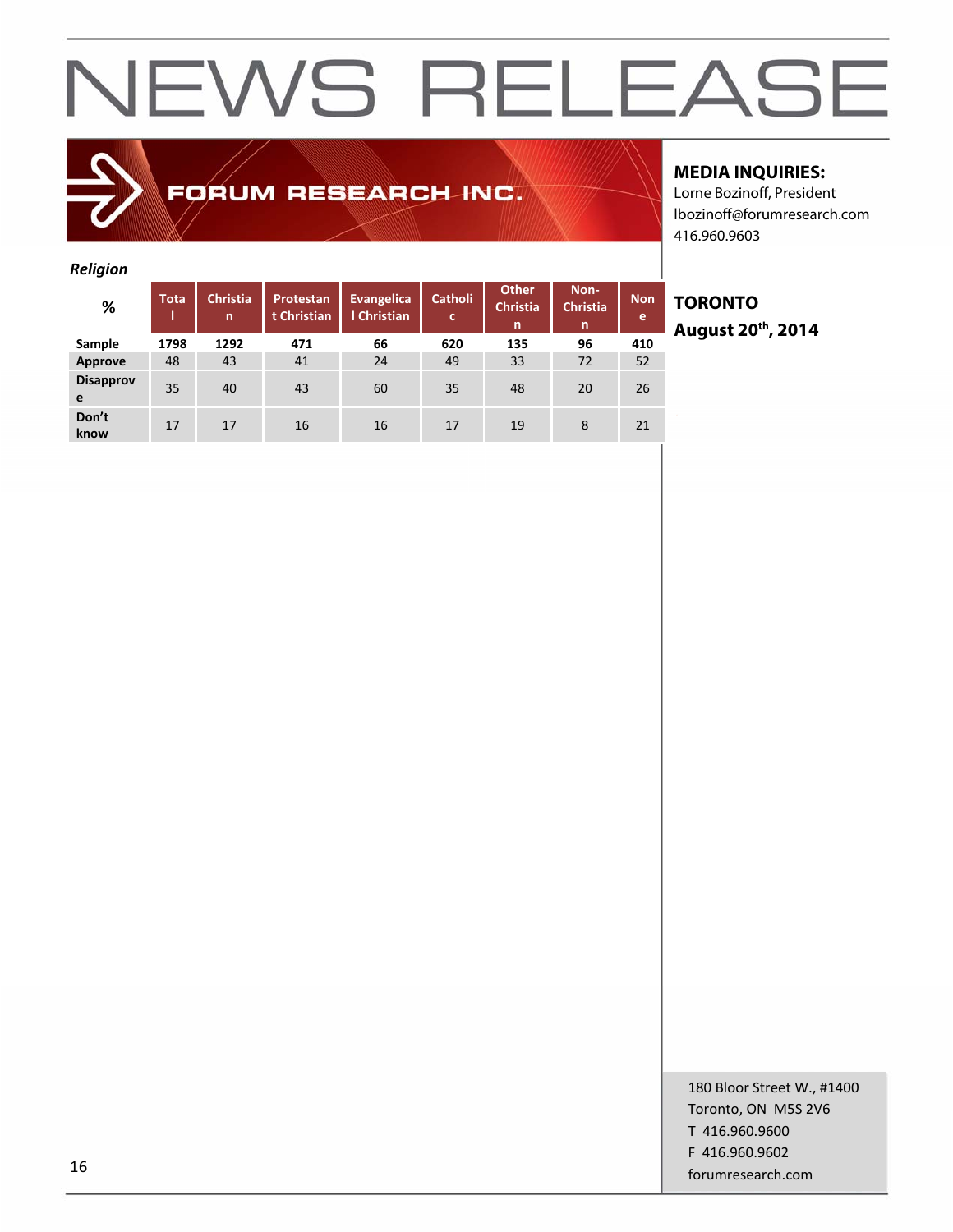# NEWS RELEASE

FORUM RESEARCH INC.

**MEDIA INQUIRIES:**
Lorne Bozinoff, President
lbozinoff@forumresearch.com
416.960.9603

**TORONTO**
**August 20th, 2014**

*Religion*

| % | Total | Christian | Protestant Christian | Evangelical Christian | Catholic | Other Christian | Non-Christian | None |
|---|---|---|---|---|---|---|---|---|
| Sample | 1798 | 1292 | 471 | 66 | 620 | 135 | 96 | 410 |
| Approve | 48 | 43 | 41 | 24 | 49 | 33 | 72 | 52 |
| Disapprove | 35 | 40 | 43 | 60 | 35 | 48 | 20 | 26 |
| Don't know | 17 | 17 | 16 | 16 | 17 | 19 | 8 | 21 |

180 Bloor Street W., #1400
Toronto, ON M5S 2V6
T 416.960.9600
F 416.960.9602
forumresearch.com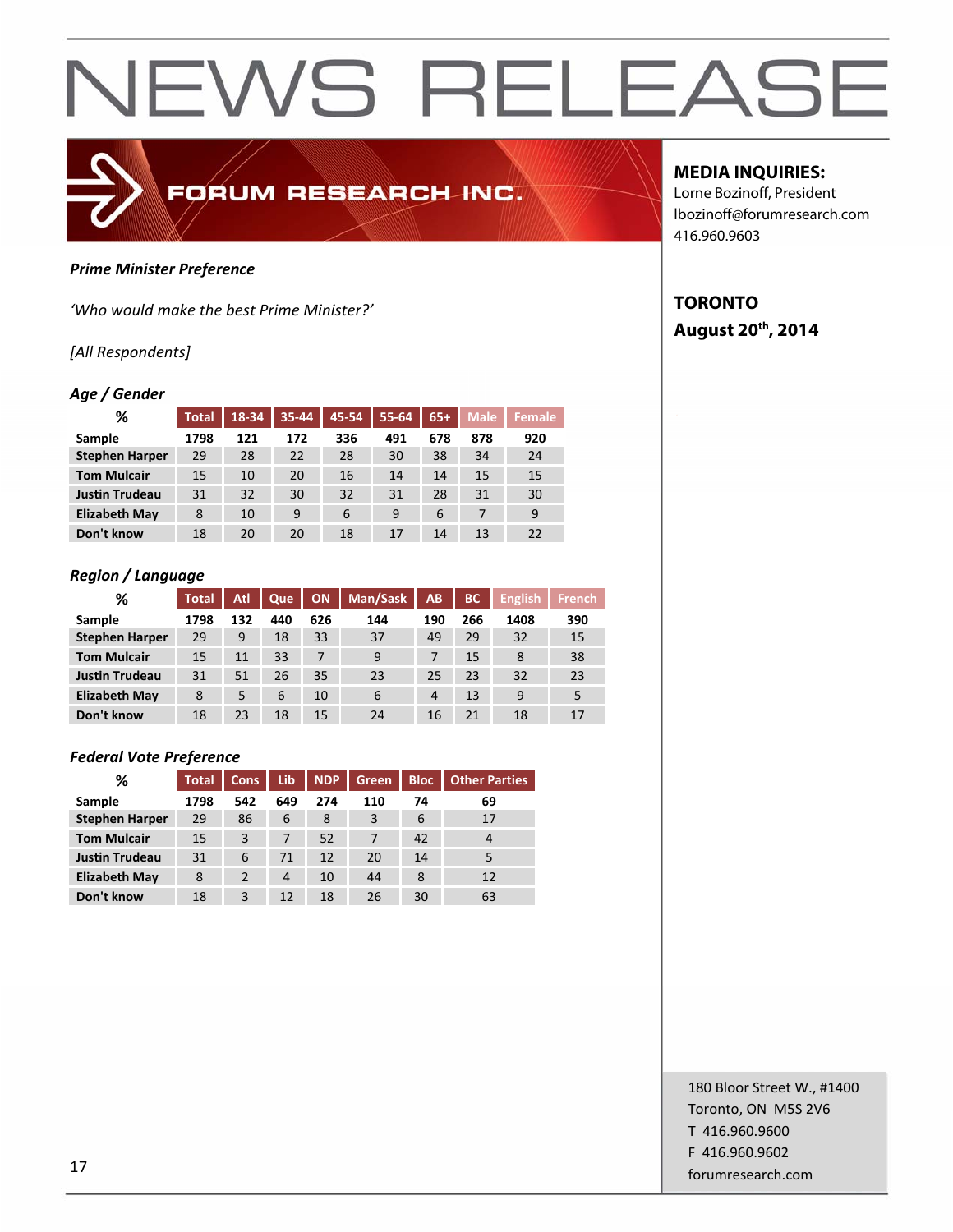# NEWS RELEASE

FORUM RESEARCH INC.

**MEDIA INQUIRIES:**
Lorne Bozinoff, President
lbozinoff@forumresearch.com
416.960.9603

**TORONTO**
**August 20th, 2014**

***Prime Minister Preference***

*'Who would make the best Prime Minister?'*

*[All Respondents]*

***Age / Gender***

| % | Total | 18-34 | 35-44 | 45-54 | 55-64 | 65+ | Male | Female |
|---|---|---|---|---|---|---|---|---|
| **Sample** | **1798** | **121** | **172** | **336** | **491** | **678** | **878** | **920** |
| **Stephen Harper** | 29 | 28 | 22 | 28 | 30 | 38 | 34 | 24 |
| **Tom Mulcair** | 15 | 10 | 20 | 16 | 14 | 14 | 15 | 15 |
| **Justin Trudeau** | 31 | 32 | 30 | 32 | 31 | 28 | 31 | 30 |
| **Elizabeth May** | 8 | 10 | 9 | 6 | 9 | 6 | 7 | 9 |
| **Don't know** | 18 | 20 | 20 | 18 | 17 | 14 | 13 | 22 |

***Region / Language***

| % | Total | Atl | Que | ON | Man/Sask | AB | BC | English | French |
|---|---|---|---|---|---|---|---|---|---|
| **Sample** | **1798** | **132** | **440** | **626** | **144** | **190** | **266** | **1408** | **390** |
| **Stephen Harper** | 29 | 9 | 18 | 33 | 37 | 49 | 29 | 32 | 15 |
| **Tom Mulcair** | 15 | 11 | 33 | 7 | 9 | 7 | 15 | 8 | 38 |
| **Justin Trudeau** | 31 | 51 | 26 | 35 | 23 | 25 | 23 | 32 | 23 |
| **Elizabeth May** | 8 | 5 | 6 | 10 | 6 | 4 | 13 | 9 | 5 |
| **Don't know** | 18 | 23 | 18 | 15 | 24 | 16 | 21 | 18 | 17 |

***Federal Vote Preference***

| % | Total | Cons | Lib | NDP | Green | Bloc | Other Parties |
|---|---|---|---|---|---|---|---|
| **Sample** | **1798** | **542** | **649** | **274** | **110** | **74** | **69** |
| **Stephen Harper** | 29 | 86 | 6 | 8 | 3 | 6 | 17 |
| **Tom Mulcair** | 15 | 3 | 7 | 52 | 7 | 42 | 4 |
| **Justin Trudeau** | 31 | 6 | 71 | 12 | 20 | 14 | 5 |
| **Elizabeth May** | 8 | 2 | 4 | 10 | 44 | 8 | 12 |
| **Don't know** | 18 | 3 | 12 | 18 | 26 | 30 | 63 |

180 Bloor Street W., #1400
Toronto, ON M5S 2V6
T 416.960.9600
F 416.960.9602
forumresearch.com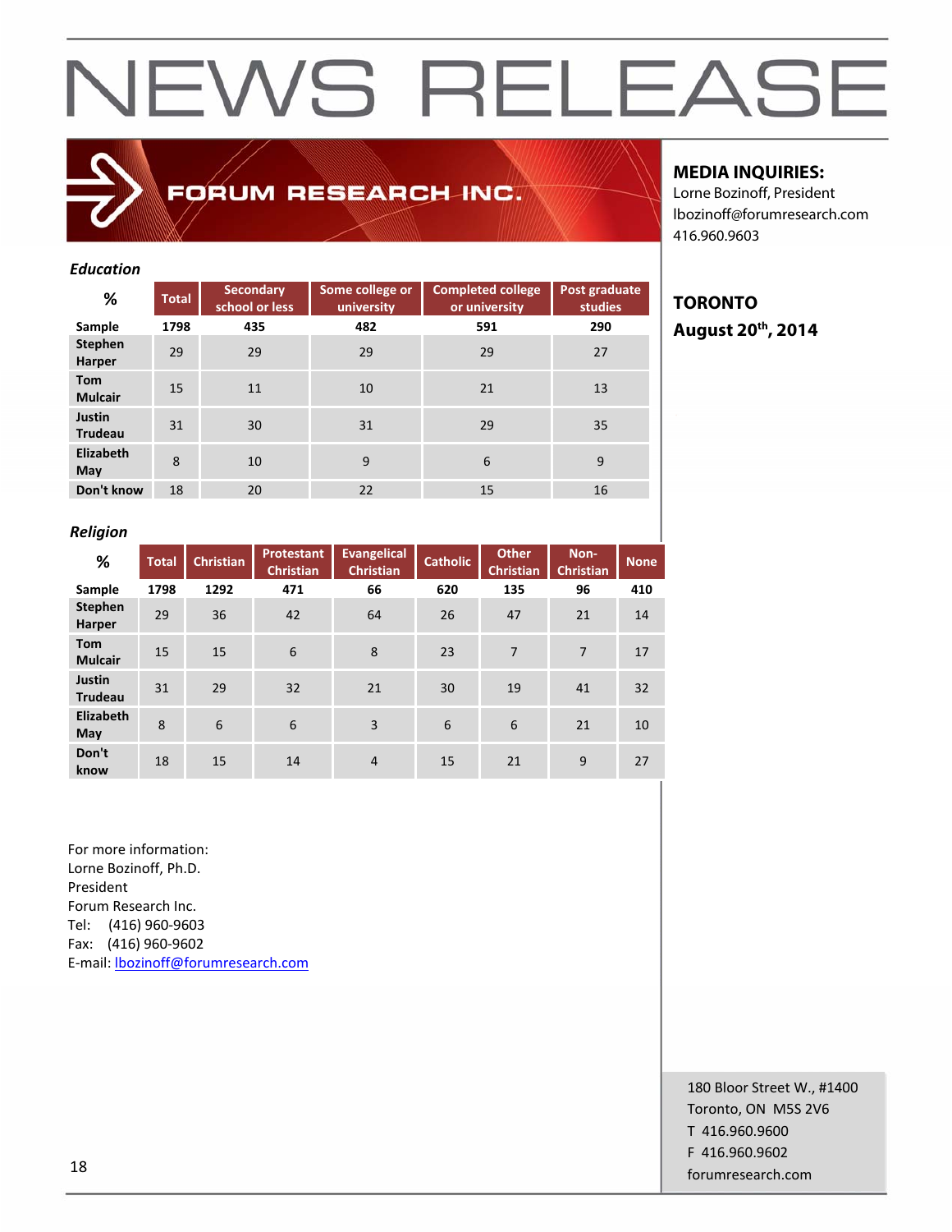# NEWS RELEASE

FORUM RESEARCH INC.

**MEDIA INQUIRIES:**
Lorne Bozinoff, President
lbozinoff@forumresearch.com
416.960.9603

**TORONTO**
**August 20th, 2014**

***Education***

| % | Total | Secondary school or less | Some college or university | Completed college or university | Post graduate studies |
|---|---|---|---|---|---|
| **Sample** | **1798** | **435** | **482** | **591** | **290** |
| **Stephen Harper** | 29 | 29 | 29 | 29 | 27 |
| **Tom Mulcair** | 15 | 11 | 10 | 21 | 13 |
| **Justin Trudeau** | 31 | 30 | 31 | 29 | 35 |
| **Elizabeth May** | 8 | 10 | 9 | 6 | 9 |
| **Don't know** | 18 | 20 | 22 | 15 | 16 |

***Religion***

| % | Total | Christian | Protestant Christian | Evangelical Christian | Catholic | Other Christian | Non-Christian | None |
|---|---|---|---|---|---|---|---|---|
| **Sample** | **1798** | **1292** | **471** | **66** | **620** | **135** | **96** | **410** |
| **Stephen Harper** | 29 | 36 | 42 | 64 | 26 | 47 | 21 | 14 |
| **Tom Mulcair** | 15 | 15 | 6 | 8 | 23 | 7 | 7 | 17 |
| **Justin Trudeau** | 31 | 29 | 32 | 21 | 30 | 19 | 41 | 32 |
| **Elizabeth May** | 8 | 6 | 6 | 3 | 6 | 6 | 21 | 10 |
| **Don't know** | 18 | 15 | 14 | 4 | 15 | 21 | 9 | 27 |

For more information:
Lorne Bozinoff, Ph.D.
President
Forum Research Inc.
Tel: (416) 960-9603
Fax: (416) 960-9602
E-mail: lbozinoff@forumresearch.com

180 Bloor Street W., #1400
Toronto, ON M5S 2V6
T 416.960.9600
F 416.960.9602
forumresearch.com